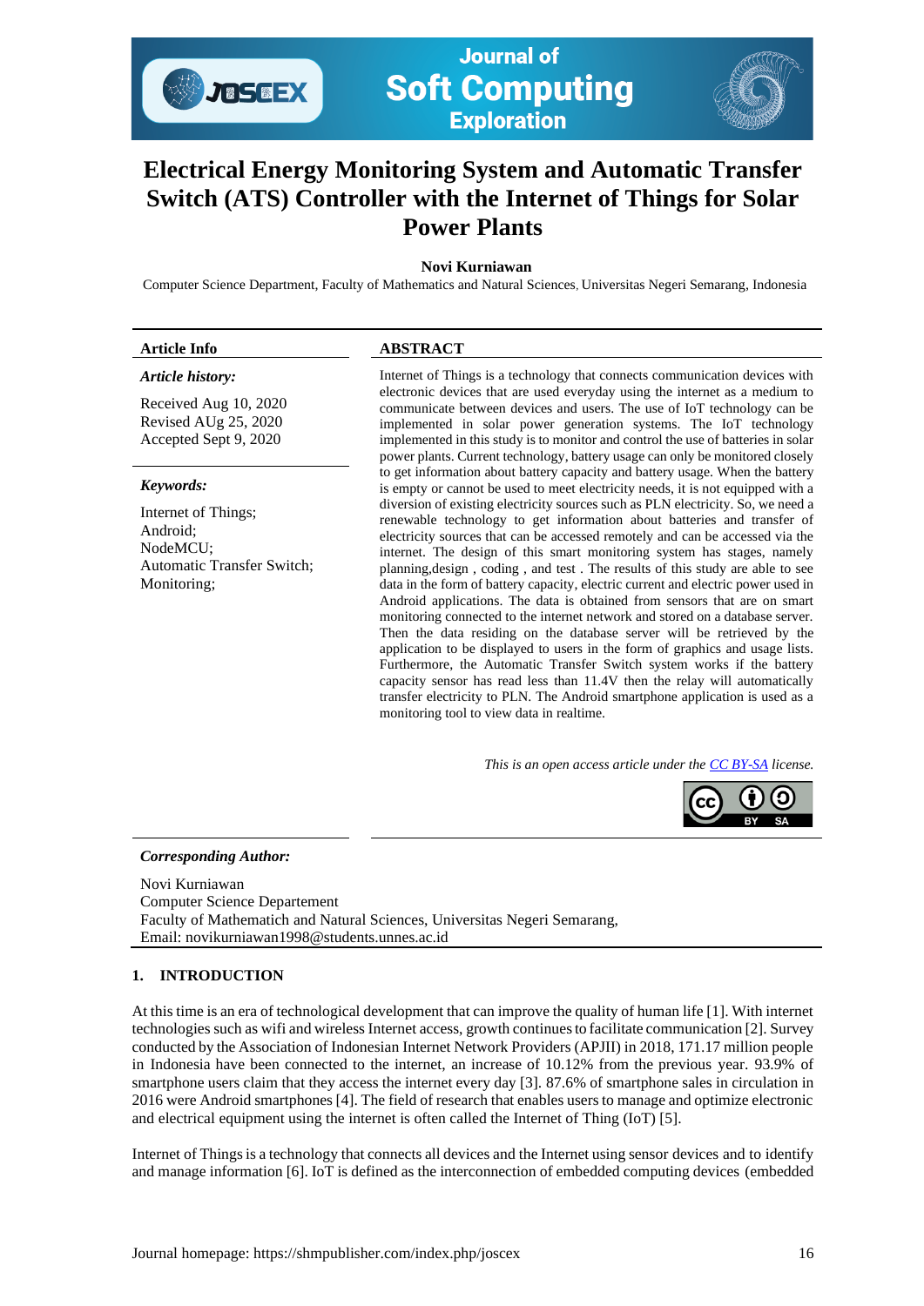# Electrical Energy Monitoring System and Automatic Transfer Switch (ATS) Controller with the Internet of Things for Solar Power Plants

**Novi Kurniawan**

Computer Science Department, Faculty of Mathematics and Natural Sciences, Universitas Negeri Semarang, Indonesia

**Article Info**

***Article history:***

Received Aug 10, 2020
Revised AUg 25, 2020
Accepted Sept 9, 2020

***Keywords:***

Internet of Things;
Android;
NodeMCU;
Automatic Transfer Switch;
Monitoring;

**ABSTRACT**

Internet of Things is a technology that connects communication devices with electronic devices that are used everyday using the internet as a medium to communicate between devices and users. The use of IoT technology can be implemented in solar power generation systems. The IoT technology implemented in this study is to monitor and control the use of batteries in solar power plants. Current technology, battery usage can only be monitored closely to get information about battery capacity and battery usage. When the battery is empty or cannot be used to meet electricity needs, it is not equipped with a diversion of existing electricity sources such as PLN electricity. So, we need a renewable technology to get information about batteries and transfer of electricity sources that can be accessed remotely and can be accessed via the internet. The design of this smart monitoring system has stages, namely planning,design , coding , and test . The results of this study are able to see data in the form of battery capacity, electric current and electric power used in Android applications. The data is obtained from sensors that are on smart monitoring connected to the internet network and stored on a database server. Then the data residing on the database server will be retrieved by the application to be displayed to users in the form of graphics and usage lists. Furthermore, the Automatic Transfer Switch system works if the battery capacity sensor has read less than 11.4V then the relay will automatically transfer electricity to PLN. The Android smartphone application is used as a monitoring tool to view data in realtime.

*This is an open access article under the CC BY-SA license.*

***Corresponding Author:***

Novi Kurniawan
Computer Science Departement
Faculty of Mathematich and Natural Sciences, Universitas Negeri Semarang,
Email: novikurniawan1998@students.unnes.ac.id

## 1. INTRODUCTION

At this time is an era of technological development that can improve the quality of human life [1]. With internet technologies such as wifi and wireless Internet access, growth continues to facilitate communication [2]. Survey conducted by the Association of Indonesian Internet Network Providers (APJII) in 2018, 171.17 million people in Indonesia have been connected to the internet, an increase of 10.12% from the previous year. 93.9% of smartphone users claim that they access the internet every day [3]. 87.6% of smartphone sales in circulation in 2016 were Android smartphones [4]. The field of research that enables users to manage and optimize electronic and electrical equipment using the internet is often called the Internet of Thing (IoT) [5].

Internet of Things is a technology that connects all devices and the Internet using sensor devices and to identify and manage information [6]. IoT is defined as the interconnection of embedded computing devices (embedded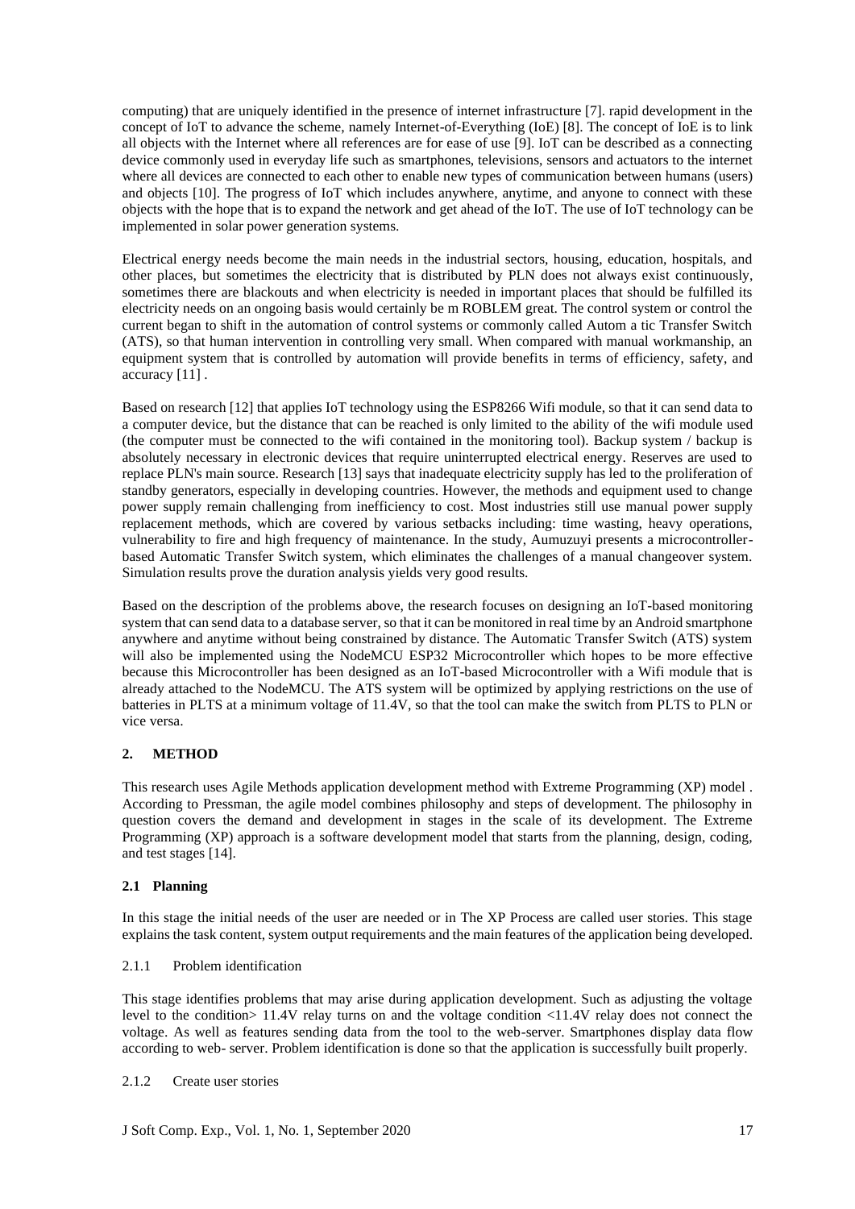computing) that are uniquely identified in the presence of internet infrastructure [7]. rapid development in the concept of IoT to advance the scheme, namely Internet-of-Everything (IoE) [8]. The concept of IoE is to link all objects with the Internet where all references are for ease of use [9]. IoT can be described as a connecting device commonly used in everyday life such as smartphones, televisions, sensors and actuators to the internet where all devices are connected to each other to enable new types of communication between humans (users) and objects [10]. The progress of IoT which includes anywhere, anytime, and anyone to connect with these objects with the hope that is to expand the network and get ahead of the IoT. The use of IoT technology can be implemented in solar power generation systems.

Electrical energy needs become the main needs in the industrial sectors, housing, education, hospitals, and other places, but sometimes the electricity that is distributed by PLN does not always exist continuously, sometimes there are blackouts and when electricity is needed in important places that should be fulfilled its electricity needs on an ongoing basis would certainly be m ROBLEM great. The control system or control the current began to shift in the automation of control systems or commonly called Autom a tic Transfer Switch (ATS), so that human intervention in controlling very small. When compared with manual workmanship, an equipment system that is controlled by automation will provide benefits in terms of efficiency, safety, and accuracy [11] .

Based on research [12] that applies IoT technology using the ESP8266 Wifi module, so that it can send data to a computer device, but the distance that can be reached is only limited to the ability of the wifi module used (the computer must be connected to the wifi contained in the monitoring tool). Backup system / backup is absolutely necessary in electronic devices that require uninterrupted electrical energy. Reserves are used to replace PLN's main source. Research [13] says that inadequate electricity supply has led to the proliferation of standby generators, especially in developing countries. However, the methods and equipment used to change power supply remain challenging from inefficiency to cost. Most industries still use manual power supply replacement methods, which are covered by various setbacks including: time wasting, heavy operations, vulnerability to fire and high frequency of maintenance. In the study, Aumuzuyi presents a microcontroller-based Automatic Transfer Switch system, which eliminates the challenges of a manual changeover system. Simulation results prove the duration analysis yields very good results.

Based on the description of the problems above, the research focuses on designing an IoT-based monitoring system that can send data to a database server, so that it can be monitored in real time by an Android smartphone anywhere and anytime without being constrained by distance. The Automatic Transfer Switch (ATS) system will also be implemented using the NodeMCU ESP32 Microcontroller which hopes to be more effective because this Microcontroller has been designed as an IoT-based Microcontroller with a Wifi module that is already attached to the NodeMCU. The ATS system will be optimized by applying restrictions on the use of batteries in PLTS at a minimum voltage of 11.4V, so that the tool can make the switch from PLTS to PLN or vice versa.

## 2. METHOD

This research uses Agile Methods application development method with Extreme Programming (XP) model . According to Pressman, the agile model combines philosophy and steps of development. The philosophy in question covers the demand and development in stages in the scale of its development. The Extreme Programming (XP) approach is a software development model that starts from the planning, design, coding, and test stages [14].

### 2.1 Planning

In this stage the initial needs of the user are needed or in The XP Process are called user stories. This stage explains the task content, system output requirements and the main features of the application being developed.

#### 2.1.1 Problem identification

This stage identifies problems that may arise during application development. Such as adjusting the voltage level to the condition> 11.4V relay turns on and the voltage condition <11.4V relay does not connect the voltage. As well as features sending data from the tool to the web-server. Smartphones display data flow according to web- server. Problem identification is done so that the application is successfully built properly.

#### 2.1.2 Create user stories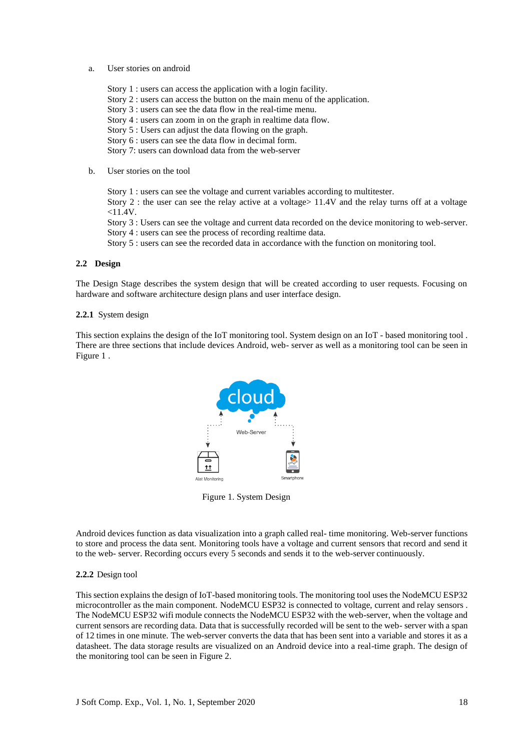a. User stories on android

Story 1 : users can access the application with a login facility.
Story 2 : users can access the button on the main menu of the application.
Story 3 : users can see the data flow in the real-time menu.
Story 4 : users can zoom in on the graph in realtime data flow.
Story 5 : Users can adjust the data flowing on the graph.
Story 6 : users can see the data flow in decimal form.
Story 7: users can download data from the web-server

b. User stories on the tool

Story 1 : users can see the voltage and current variables according to multitester.
Story 2 : the user can see the relay active at a voltage> 11.4V and the relay turns off at a voltage <11.4V.
Story 3 : Users can see the voltage and current data recorded on the device monitoring to web-server.
Story 4 : users can see the process of recording realtime data.
Story 5 : users can see the recorded data in accordance with the function on monitoring tool.

### 2.2 Design

The Design Stage describes the system design that will be created according to user requests. Focusing on hardware and software architecture design plans and user interface design.

#### 2.2.1 System design

This section explains the design of the IoT monitoring tool. System design on an IoT - based monitoring tool . There are three sections that include devices Android, web- server as well as a monitoring tool can be seen in Figure 1 .

Figure 1. System Design

Android devices function as data visualization into a graph called real- time monitoring. Web-server functions to store and process the data sent. Monitoring tools have a voltage and current sensors that record and send it to the web- server. Recording occurs every 5 seconds and sends it to the web-server continuously.

#### 2.2.2 Design tool

This section explains the design of IoT-based monitoring tools. The monitoring tool uses the NodeMCU ESP32 microcontroller as the main component. NodeMCU ESP32 is connected to voltage, current and relay sensors . The NodeMCU ESP32 wifi module connects the NodeMCU ESP32 with the web-server, when the voltage and current sensors are recording data. Data that is successfully recorded will be sent to the web- server with a span of 12 times in one minute. The web-server converts the data that has been sent into a variable and stores it as a datasheet. The data storage results are visualized on an Android device into a real-time graph. The design of the monitoring tool can be seen in Figure 2.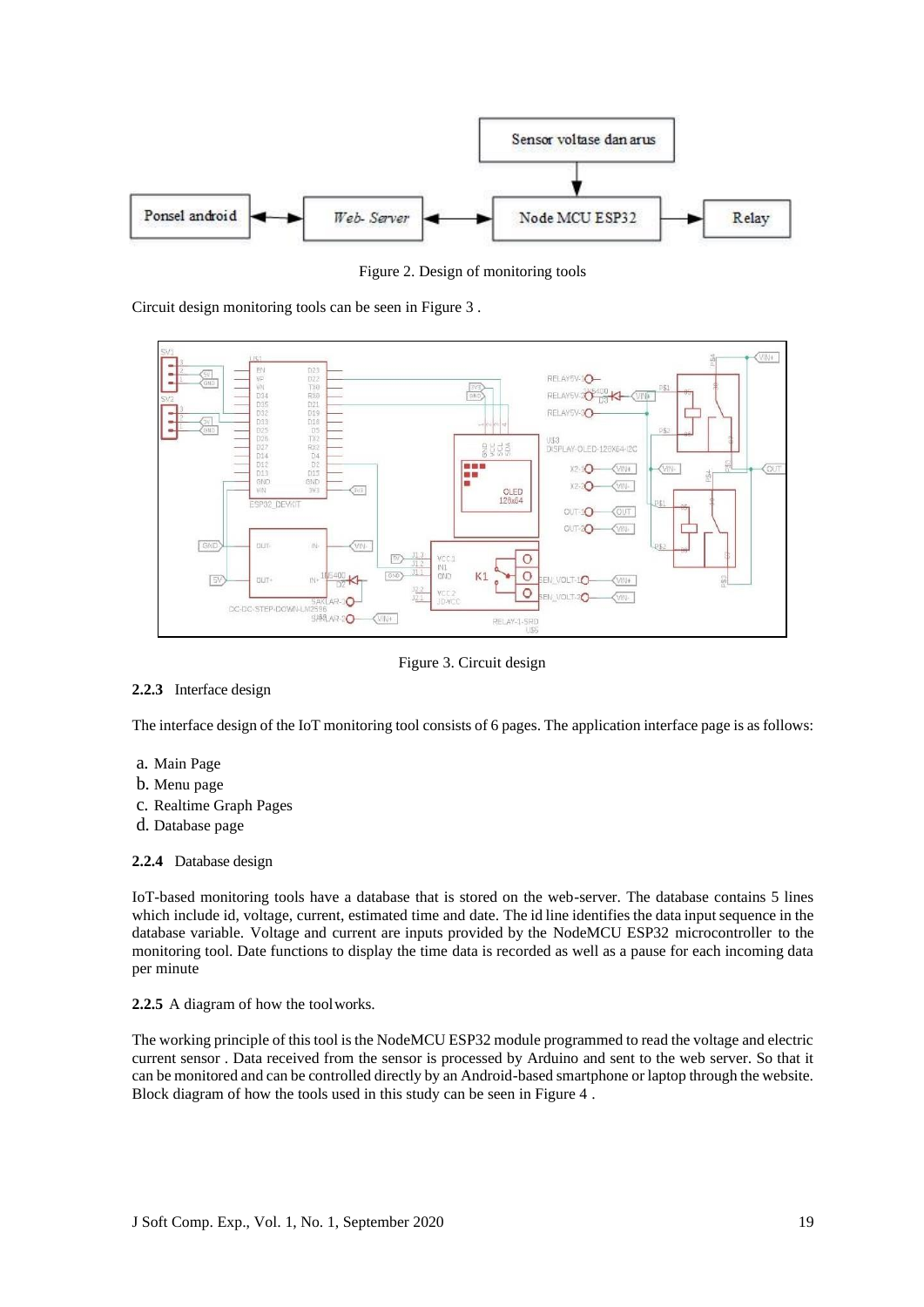Figure 2. Design of monitoring tools

Circuit design monitoring tools can be seen in Figure 3 .

Figure 3. Circuit design

**2.2.3** Interface design

The interface design of the IoT monitoring tool consists of 6 pages. The application interface page is as follows:

a. Main Page
b. Menu page
c. Realtime Graph Pages
d. Database page

**2.2.4** Database design

IoT-based monitoring tools have a database that is stored on the web-server. The database contains 5 lines which include id, voltage, current, estimated time and date. The id line identifies the data input sequence in the database variable. Voltage and current are inputs provided by the NodeMCU ESP32 microcontroller to the monitoring tool. Date functions to display the time data is recorded as well as a pause for each incoming data per minute

**2.2.5** A diagram of how the tool works.

The working principle of this tool is the NodeMCU ESP32 module programmed to read the voltage and electric current sensor . Data received from the sensor is processed by Arduino and sent to the web server. So that it can be monitored and can be controlled directly by an Android-based smartphone or laptop through the website. Block diagram of how the tools used in this study can be seen in Figure 4 .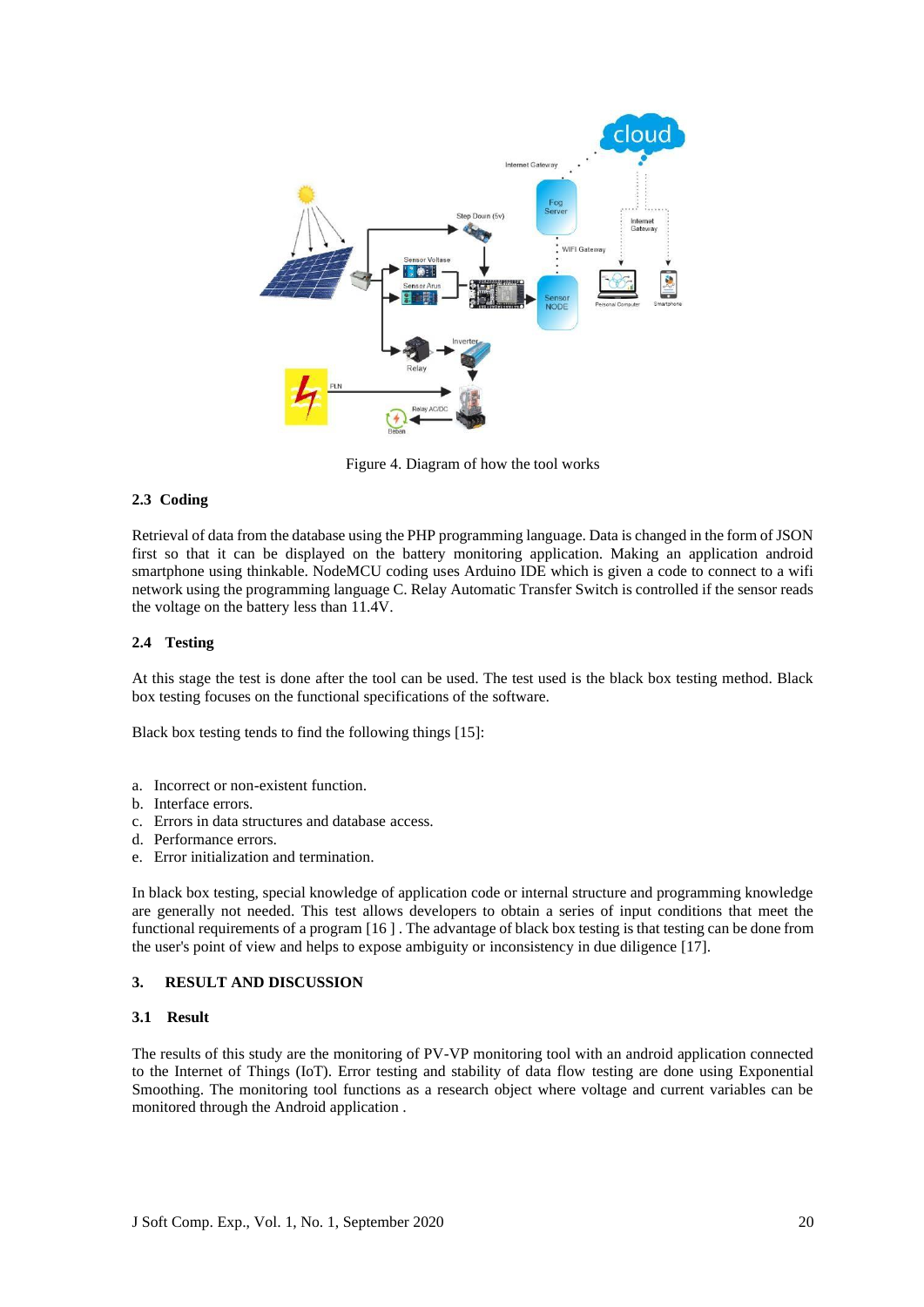Figure 4. Diagram of how the tool works

### 2.3 Coding

Retrieval of data from the database using the PHP programming language. Data is changed in the form of JSON first so that it can be displayed on the battery monitoring application. Making an application android smartphone using thinkable. NodeMCU coding uses Arduino IDE which is given a code to connect to a wifi network using the programming language C. Relay Automatic Transfer Switch is controlled if the sensor reads the voltage on the battery less than 11.4V.

### 2.4 Testing

At this stage the test is done after the tool can be used. The test used is the black box testing method. Black box testing focuses on the functional specifications of the software.

Black box testing tends to find the following things [15]:

a. Incorrect or non-existent function.
b. Interface errors.
c. Errors in data structures and database access.
d. Performance errors.
e. Error initialization and termination.

In black box testing, special knowledge of application code or internal structure and programming knowledge are generally not needed. This test allows developers to obtain a series of input conditions that meet the functional requirements of a program [16 ] . The advantage of black box testing is that testing can be done from the user's point of view and helps to expose ambiguity or inconsistency in due diligence [17].

## 3. RESULT AND DISCUSSION

### 3.1 Result

The results of this study are the monitoring of PV-VP monitoring tool with an android application connected to the Internet of Things (IoT). Error testing and stability of data flow testing are done using Exponential Smoothing. The monitoring tool functions as a research object where voltage and current variables can be monitored through the Android application .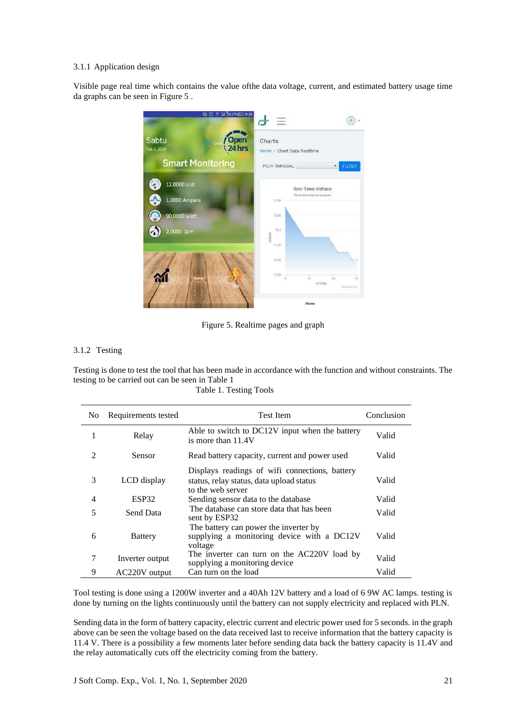### 3.1.1 Application design

Visible page real time which contains the value ofthe data voltage, current, and estimated battery usage time da graphs can be seen in Figure 5 .

Figure 5. Realtime pages and graph

### 3.1.2 Testing

Testing is done to test the tool that has been made in accordance with the function and without constraints. The testing to be carried out can be seen in Table 1

Table 1. Testing Tools

| No | Requirements tested | Test Item | Conclusion |
|---|---|---|---|
| 1 | Relay | Able to switch to DC12V input when the battery is more than 11.4V | Valid |
| 2 | Sensor | Read battery capacity, current and power used | Valid |
| 3 | LCD display | Displays readings of wifi connections, battery status, relay status, data upload status to the web server | Valid |
| 4 | ESP32 | Sending sensor data to the database | Valid |
| 5 | Send Data | The database can store data that has been sent by ESP32 | Valid |
| 6 | Battery | The battery can power the inverter by supplying a monitoring device with a DC12V voltage | Valid |
| 7 | Inverter output | The inverter can turn on the AC220V load by supplying a monitoring device | Valid |
| 9 | AC220V output | Can turn on the load | Valid |

Tool testing is done using a 1200W inverter and a 40Ah 12V battery and a load of 6 9W AC lamps. testing is done by turning on the lights continuously until the battery can not supply electricity and replaced with PLN.

Sending data in the form of battery capacity, electric current and electric power used for 5 seconds. in the graph above can be seen the voltage based on the data received last to receive information that the battery capacity is 11.4 V. There is a possibility a few moments later before sending data back the battery capacity is 11.4V and the relay automatically cuts off the electricity coming from the battery.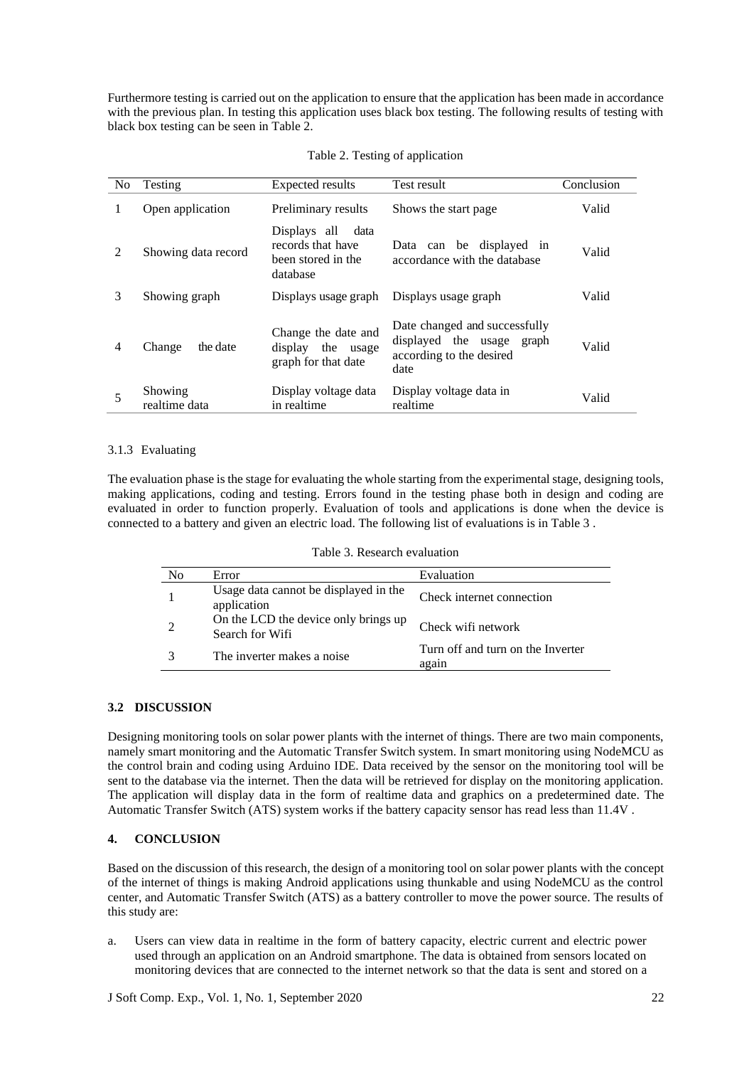Furthermore testing is carried out on the application to ensure that the application has been made in accordance with the previous plan. In testing this application uses black box testing. The following results of testing with black box testing can be seen in Table 2.

Table 2. Testing of application

| No | Testing | Expected results | Test result | Conclusion |
|---|---|---|---|---|
| 1 | Open application | Preliminary results | Shows the start page | Valid |
| 2 | Showing data record | Displays all data records that have been stored in the database | Data can be displayed in accordance with the database | Valid |
| 3 | Showing graph | Displays usage graph | Displays usage graph | Valid |
| 4 | Change the date | Change the date and display the usage graph for that date | Date changed and successfully displayed the usage graph according to the desired date | Valid |
| 5 | Showing realtime data | Display voltage data in realtime | Display voltage data in realtime | Valid |

3.1.3 Evaluating

The evaluation phase is the stage for evaluating the whole starting from the experimental stage, designing tools, making applications, coding and testing. Errors found in the testing phase both in design and coding are evaluated in order to function properly. Evaluation of tools and applications is done when the device is connected to a battery and given an electric load. The following list of evaluations is in Table 3 .

Table 3. Research evaluation

| No | Error | Evaluation |
|---|---|---|
| 1 | Usage data cannot be displayed in the application | Check internet connection |
| 2 | On the LCD the device only brings up Search for Wifi | Check wifi network |
| 3 | The inverter makes a noise | Turn off and turn on the Inverter again |

### 3.2 DISCUSSION

Designing monitoring tools on solar power plants with the internet of things. There are two main components, namely smart monitoring and the Automatic Transfer Switch system. In smart monitoring using NodeMCU as the control brain and coding using Arduino IDE. Data received by the sensor on the monitoring tool will be sent to the database via the internet. Then the data will be retrieved for display on the monitoring application. The application will display data in the form of realtime data and graphics on a predetermined date. The Automatic Transfer Switch (ATS) system works if the battery capacity sensor has read less than 11.4V .

## 4. CONCLUSION

Based on the discussion of this research, the design of a monitoring tool on solar power plants with the concept of the internet of things is making Android applications using thunkable and using NodeMCU as the control center, and Automatic Transfer Switch (ATS) as a battery controller to move the power source. The results of this study are:

a. Users can view data in realtime in the form of battery capacity, electric current and electric power used through an application on an Android smartphone. The data is obtained from sensors located on monitoring devices that are connected to the internet network so that the data is sent and stored on a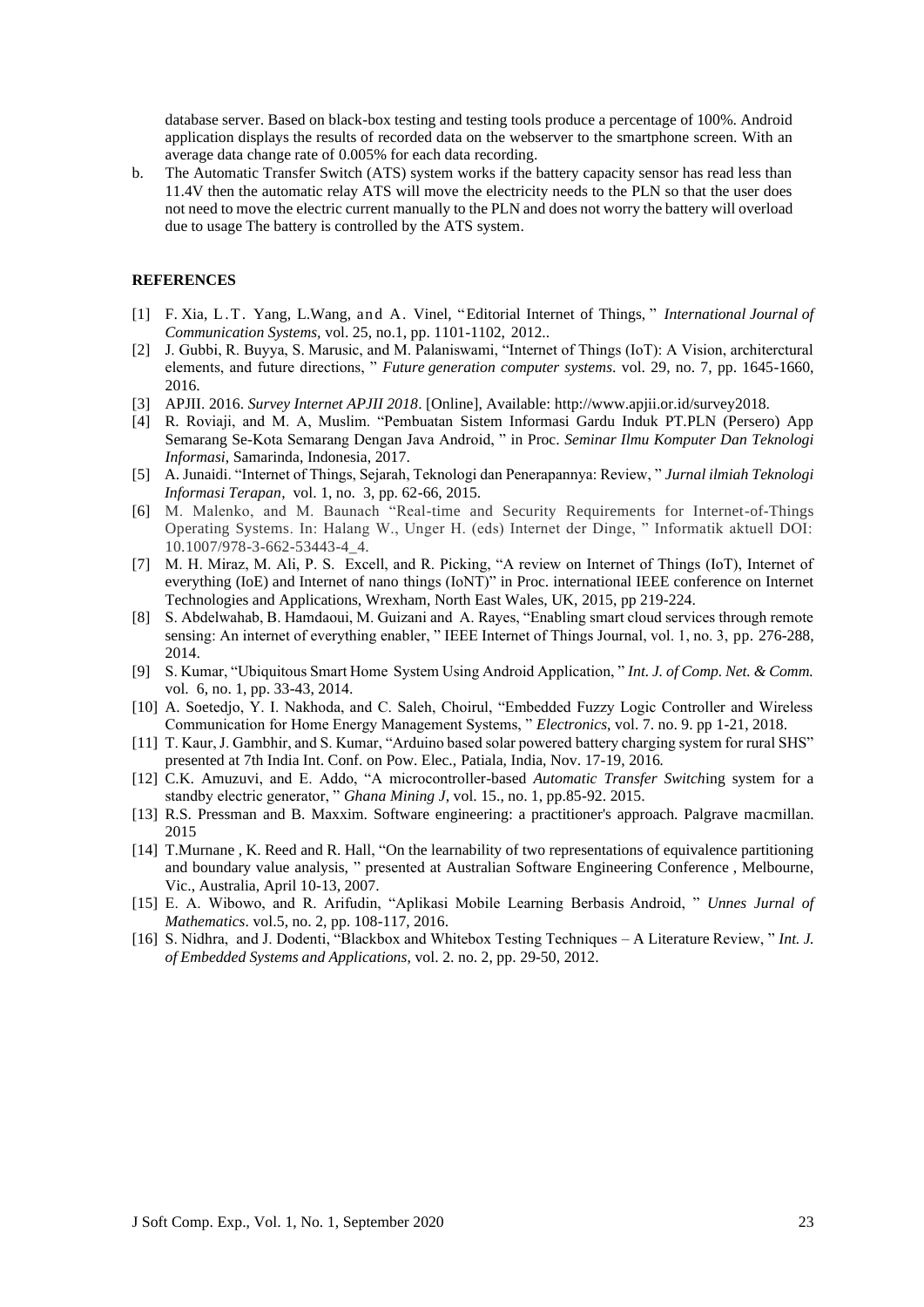database server. Based on black-box testing and testing tools produce a percentage of 100%. Android application displays the results of recorded data on the webserver to the smartphone screen. With an average data change rate of 0.005% for each data recording.

b. The Automatic Transfer Switch (ATS) system works if the battery capacity sensor has read less than 11.4V then the automatic relay ATS will move the electricity needs to the PLN so that the user does not need to move the electric current manually to the PLN and does not worry the battery will overload due to usage The battery is controlled by the ATS system.

## REFERENCES

[1] F. Xia, L.T. Yang, L.Wang, and A. Vinel, "Editorial Internet of Things, " *International Journal of Communication Systems*, vol. 25, no.1, pp. 1101-1102, 2012..

[2] J. Gubbi, R. Buyya, S. Marusic, and M. Palaniswami, "Internet of Things (IoT): A Vision, architerctural elements, and future directions, " *Future generation computer systems*. vol. 29, no. 7, pp. 1645-1660, 2016.

[3] APJII. 2016. *Survey Internet APJII 2018*. [Online], Available: http://www.apjii.or.id/survey2018.

[4] R. Roviaji, and M. A, Muslim. "Pembuatan Sistem Informasi Gardu Induk PT.PLN (Persero) App Semarang Se-Kota Semarang Dengan Java Android, " in Proc. *Seminar Ilmu Komputer Dan Teknologi Informasi*, Samarinda, Indonesia, 2017.

[5] A. Junaidi. "Internet of Things, Sejarah, Teknologi dan Penerapannya: Review, " *Jurnal ilmiah Teknologi Informasi Terapan*, vol. 1, no. 3, pp. 62-66, 2015.

[6] M. Malenko, and M. Baunach "Real-time and Security Requirements for Internet-of-Things Operating Systems. In: Halang W., Unger H. (eds) Internet der Dinge, " Informatik aktuell DOI: 10.1007/978-3-662-53443-4_4.

[7] M. H. Miraz, M. Ali, P. S. Excell, and R. Picking, "A review on Internet of Things (IoT), Internet of everything (IoE) and Internet of nano things (IoNT)" in Proc. international IEEE conference on Internet Technologies and Applications, Wrexham, North East Wales, UK, 2015, pp 219-224.

[8] S. Abdelwahab, B. Hamdaoui, M. Guizani and A. Rayes, "Enabling smart cloud services through remote sensing: An internet of everything enabler, " IEEE Internet of Things Journal, vol. 1, no. 3, pp. 276-288, 2014.

[9] S. Kumar, "Ubiquitous Smart Home System Using Android Application, " *Int. J. of Comp. Net. & Comm.* vol. 6, no. 1, pp. 33-43, 2014.

[10] A. Soetedjo, Y. I. Nakhoda, and C. Saleh, Choirul, "Embedded Fuzzy Logic Controller and Wireless Communication for Home Energy Management Systems, " *Electronics*, vol. 7. no. 9. pp 1-21, 2018.

[11] T. Kaur, J. Gambhir, and S. Kumar, "Arduino based solar powered battery charging system for rural SHS" presented at 7th India Int. Conf. on Pow. Elec., Patiala, India, Nov. 17-19, 2016.

[12] C.K. Amuzuvi, and E. Addo, "A microcontroller-based *Automatic Transfer Switch*ing system for a standby electric generator, " *Ghana Mining J*, vol. 15., no. 1, pp.85-92. 2015.

[13] R.S. Pressman and B. Maxxim. Software engineering: a practitioner's approach. Palgrave macmillan. 2015

[14] T.Murnane , K. Reed and R. Hall, "On the learnability of two representations of equivalence partitioning and boundary value analysis, " presented at Australian Software Engineering Conference , Melbourne, Vic., Australia, April 10-13, 2007.

[15] E. A. Wibowo, and R. Arifudin, "Aplikasi Mobile Learning Berbasis Android, " *Unnes Jurnal of Mathematics*. vol.5, no. 2, pp. 108-117, 2016.

[16] S. Nidhra, and J. Dodenti, "Blackbox and Whitebox Testing Techniques – A Literature Review, " *Int. J. of Embedded Systems and Applications*, vol. 2. no. 2, pp. 29-50, 2012.